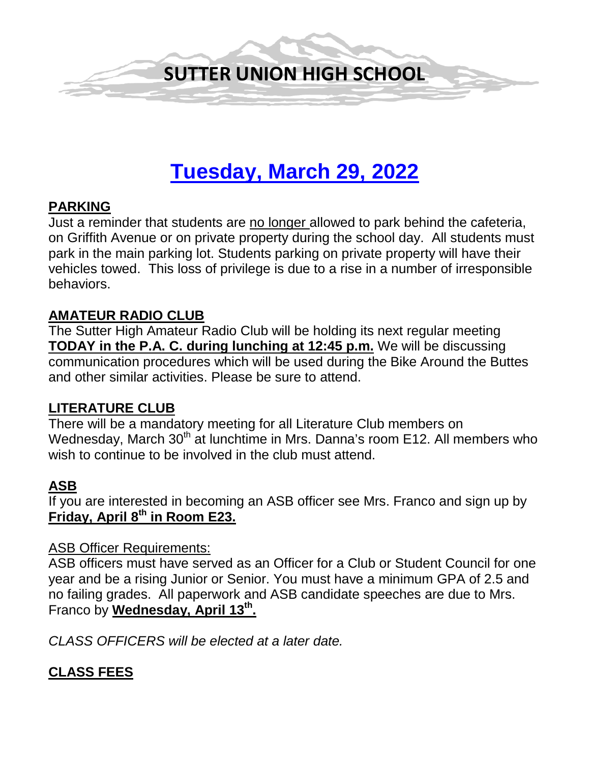# SUTTER UNION HIGH SCHOOL

## Tuesday, March 29, 2022

**PARKING**

Just a reminder that students are no longer allowed to park behind the cafeteria, on Griffith Avenue or on private property during the school day. All students must park in the main parking lot. Students parking on private property will have their vehicles towed. This loss of privilege is due to a rise in a number of irresponsible behaviors.

**AMATEUR RADIO CLUB**

The Sutter High Amateur Radio Club will be holding its next regular meeting **TODAY in the P.A. C. during lunching at 12:45 p.m.** We will be discussing communication procedures which will be used during the Bike Around the Buttes and other similar activities. Please be sure to attend.

**LITERATURE CLUB**

There will be a mandatory meeting for all Literature Club members on Wednesday, March 30th at lunchtime in Mrs. Danna's room E12. All members who wish to continue to be involved in the club must attend.

**ASB**

If you are interested in becoming an ASB officer see Mrs. Franco and sign up by **Friday, April 8th in Room E23.**

ASB Officer Requirements:

ASB officers must have served as an Officer for a Club or Student Council for one year and be a rising Junior or Senior. You must have a minimum GPA of 2.5 and no failing grades. All paperwork and ASB candidate speeches are due to Mrs. Franco by **Wednesday, April 13th.**

*CLASS OFFICERS will be elected at a later date.*

**CLASS FEES**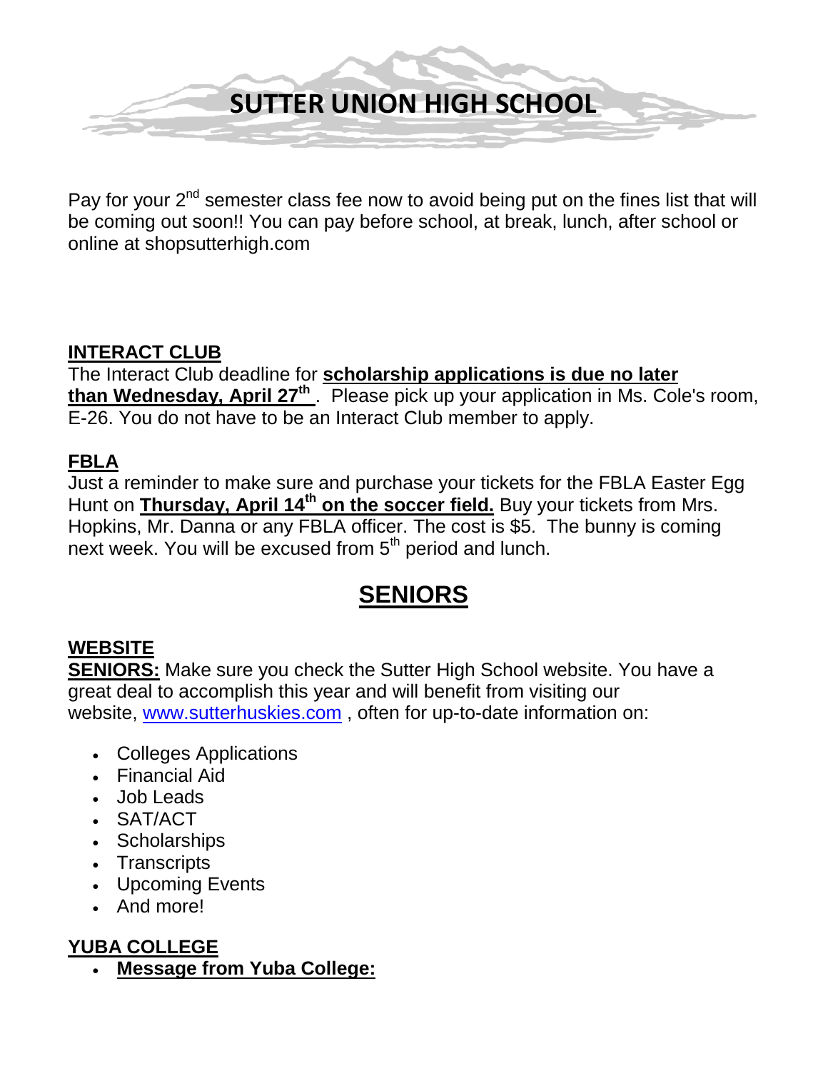# SUTTER UNION HIGH SCHOOL

Pay for your 2nd semester class fee now to avoid being put on the fines list that will be coming out soon!! You can pay before school, at break, lunch, after school or online at shopsutterhigh.com

**INTERACT CLUB**

The Interact Club deadline for **scholarship applications is due no later than Wednesday, April 27th** . Please pick up your application in Ms. Cole's room, E-26. You do not have to be an Interact Club member to apply.

**FBLA**

Just a reminder to make sure and purchase your tickets for the FBLA Easter Egg Hunt on **Thursday, April 14th on the soccer field.** Buy your tickets from Mrs. Hopkins, Mr. Danna or any FBLA officer. The cost is $5. The bunny is coming next week. You will be excused from 5th period and lunch.

## SENIORS

**WEBSITE**

**SENIORS:** Make sure you check the Sutter High School website. You have a great deal to accomplish this year and will benefit from visiting our website, www.sutterhuskies.com , often for up-to-date information on:

- Colleges Applications
- Financial Aid
- Job Leads
- SAT/ACT
- Scholarships
- Transcripts
- Upcoming Events
- And more!

**YUBA COLLEGE**

- **Message from Yuba College:**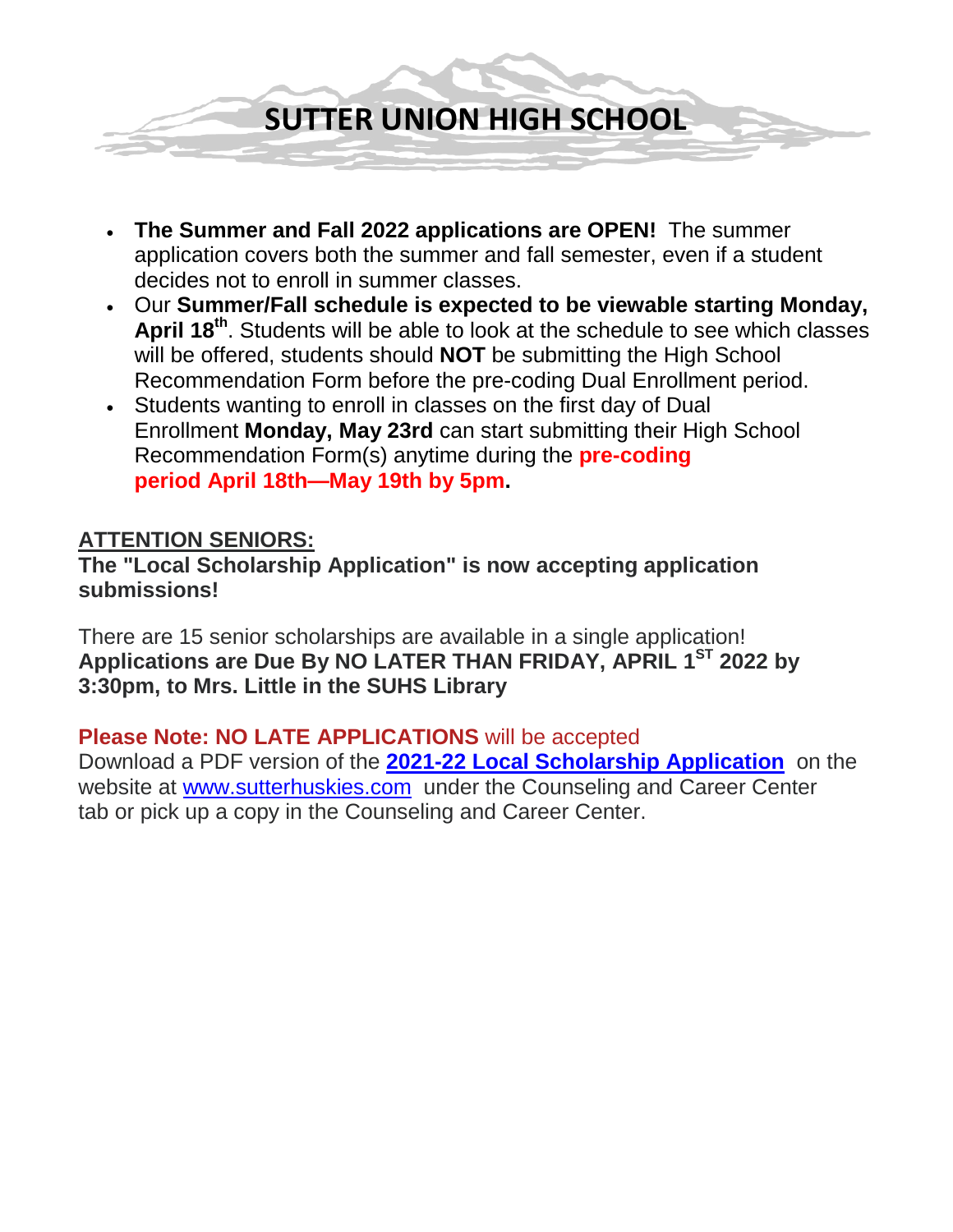# SUTTER UNION HIGH SCHOOL

- **The Summer and Fall 2022 applications are OPEN!** The summer application covers both the summer and fall semester, even if a student decides not to enroll in summer classes.
- Our **Summer/Fall schedule is expected to be viewable starting Monday, April 18th**. Students will be able to look at the schedule to see which classes will be offered, students should **NOT** be submitting the High School Recommendation Form before the pre-coding Dual Enrollment period.
- Students wanting to enroll in classes on the first day of Dual Enrollment **Monday, May 23rd** can start submitting their High School Recommendation Form(s) anytime during the **pre-coding period April 18th—May 19th by 5pm.**

## ATTENTION SENIORS:

**The "Local Scholarship Application" is now accepting application submissions!**

There are 15 senior scholarships are available in a single application!
**Applications are Due By NO LATER THAN FRIDAY, APRIL 1ST 2022 by 3:30pm, to Mrs. Little in the SUHS Library**

**Please Note: NO LATE APPLICATIONS** will be accepted
Download a PDF version of the **2021-22 Local Scholarship Application** on the website at www.sutterhuskies.com under the Counseling and Career Center tab or pick up a copy in the Counseling and Career Center.